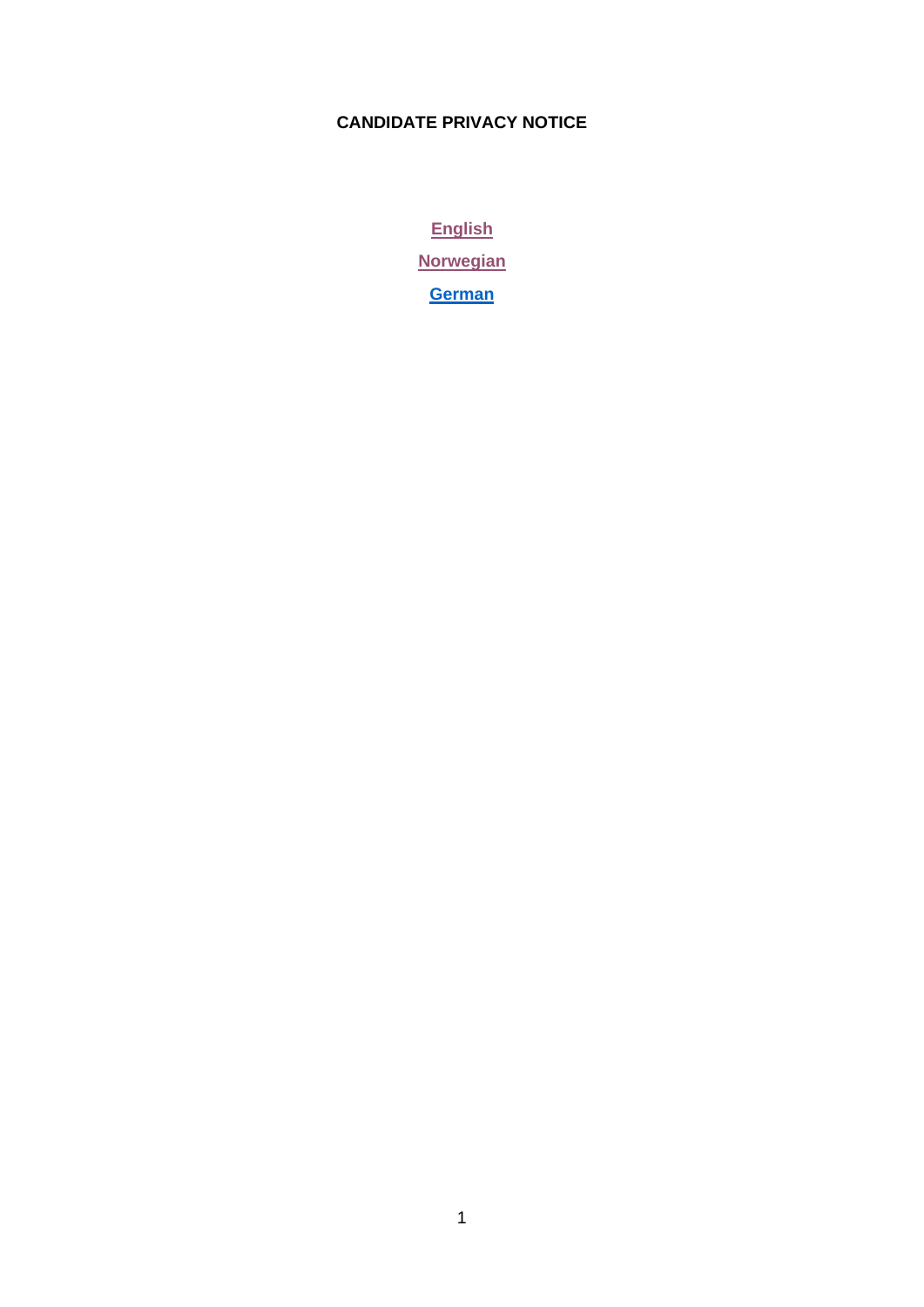**CANDIDATE PRIVACY NOTICE**

[English]

[Norwegian]

[German]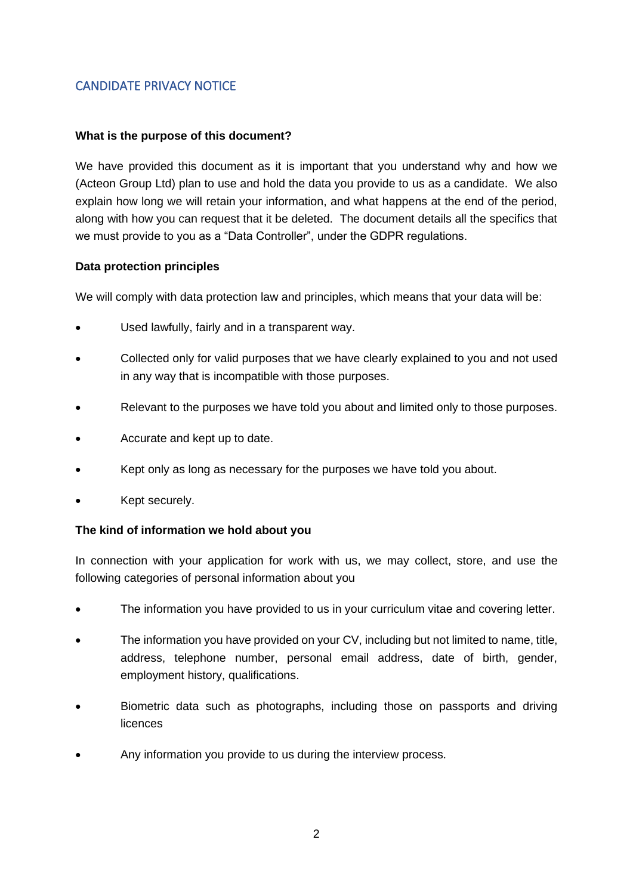## CANDIDATE PRIVACY NOTICE

**What is the purpose of this document?**

We have provided this document as it is important that you understand why and how we (Acteon Group Ltd) plan to use and hold the data you provide to us as a candidate. We also explain how long we will retain your information, and what happens at the end of the period, along with how you can request that it be deleted. The document details all the specifics that we must provide to you as a "Data Controller", under the GDPR regulations.

**Data protection principles**

We will comply with data protection law and principles, which means that your data will be:

- Used lawfully, fairly and in a transparent way.
- Collected only for valid purposes that we have clearly explained to you and not used in any way that is incompatible with those purposes.
- Relevant to the purposes we have told you about and limited only to those purposes.
- Accurate and kept up to date.
- Kept only as long as necessary for the purposes we have told you about.
- Kept securely.

**The kind of information we hold about you**

In connection with your application for work with us, we may collect, store, and use the following categories of personal information about you

- The information you have provided to us in your curriculum vitae and covering letter.
- The information you have provided on your CV, including but not limited to name, title, address, telephone number, personal email address, date of birth, gender, employment history, qualifications.
- Biometric data such as photographs, including those on passports and driving licences
- Any information you provide to us during the interview process.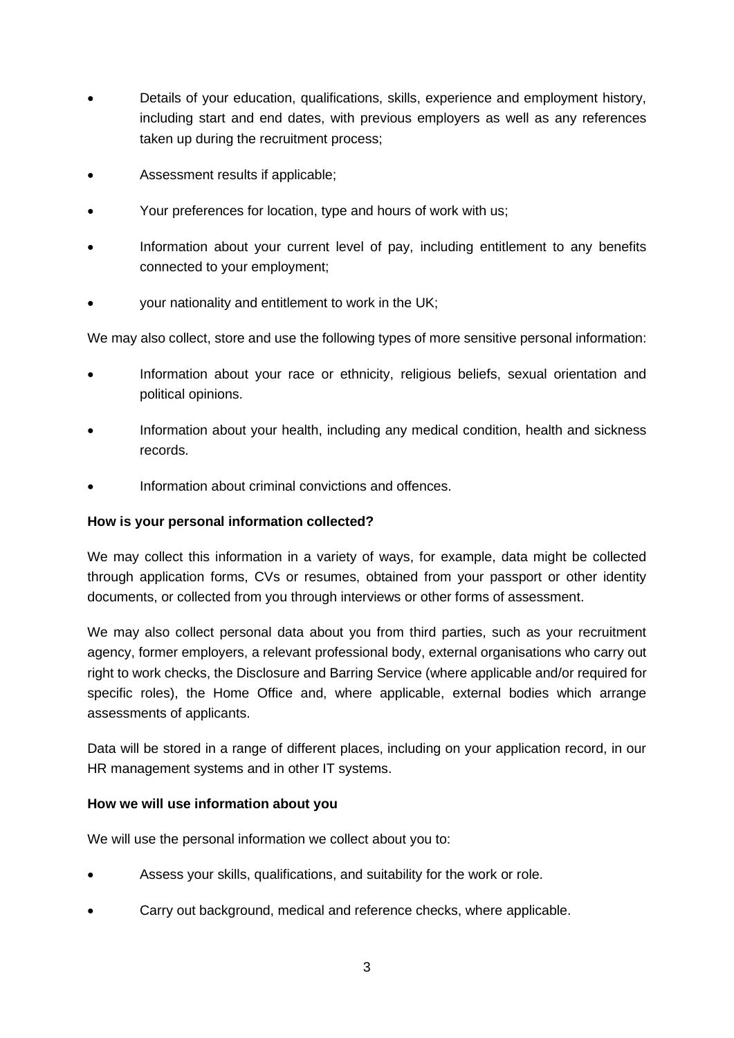- Details of your education, qualifications, skills, experience and employment history, including start and end dates, with previous employers as well as any references taken up during the recruitment process;
- Assessment results if applicable;
- Your preferences for location, type and hours of work with us;
- Information about your current level of pay, including entitlement to any benefits connected to your employment;
- your nationality and entitlement to work in the UK;

We may also collect, store and use the following types of more sensitive personal information:

- Information about your race or ethnicity, religious beliefs, sexual orientation and political opinions.
- Information about your health, including any medical condition, health and sickness records.
- Information about criminal convictions and offences.

**How is your personal information collected?**

We may collect this information in a variety of ways, for example, data might be collected through application forms, CVs or resumes, obtained from your passport or other identity documents, or collected from you through interviews or other forms of assessment.

We may also collect personal data about you from third parties, such as your recruitment agency, former employers, a relevant professional body, external organisations who carry out right to work checks, the Disclosure and Barring Service (where applicable and/or required for specific roles), the Home Office and, where applicable, external bodies which arrange assessments of applicants.

Data will be stored in a range of different places, including on your application record, in our HR management systems and in other IT systems.

**How we will use information about you**

We will use the personal information we collect about you to:

- Assess your skills, qualifications, and suitability for the work or role.
- Carry out background, medical and reference checks, where applicable.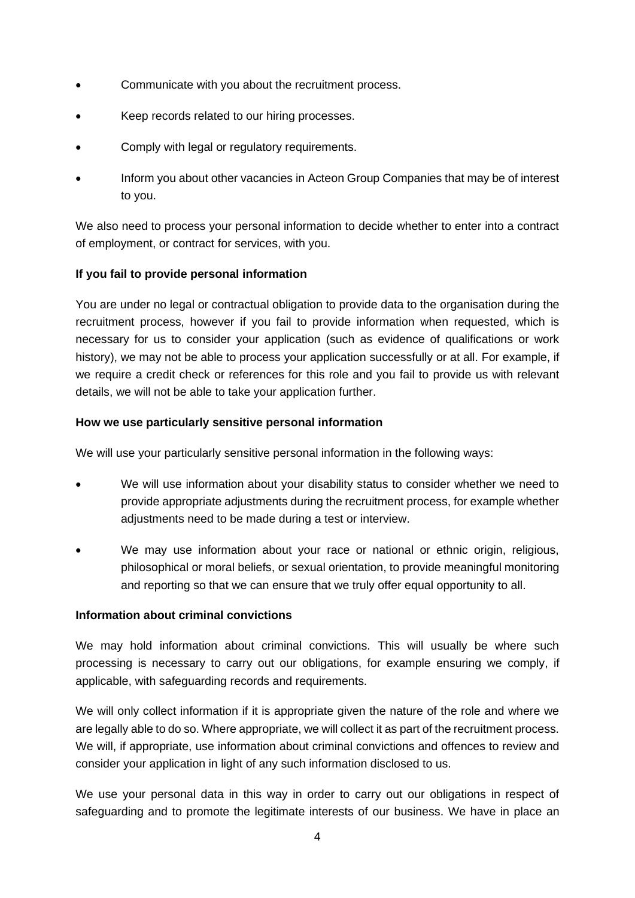- Communicate with you about the recruitment process.
- Keep records related to our hiring processes.
- Comply with legal or regulatory requirements.
- Inform you about other vacancies in Acteon Group Companies that may be of interest to you.

We also need to process your personal information to decide whether to enter into a contract of employment, or contract for services, with you.

**If you fail to provide personal information**

You are under no legal or contractual obligation to provide data to the organisation during the recruitment process, however if you fail to provide information when requested, which is necessary for us to consider your application (such as evidence of qualifications or work history), we may not be able to process your application successfully or at all. For example, if we require a credit check or references for this role and you fail to provide us with relevant details, we will not be able to take your application further.

**How we use particularly sensitive personal information**

We will use your particularly sensitive personal information in the following ways:

- We will use information about your disability status to consider whether we need to provide appropriate adjustments during the recruitment process, for example whether adjustments need to be made during a test or interview.
- We may use information about your race or national or ethnic origin, religious, philosophical or moral beliefs, or sexual orientation, to provide meaningful monitoring and reporting so that we can ensure that we truly offer equal opportunity to all.

**Information about criminal convictions**

We may hold information about criminal convictions. This will usually be where such processing is necessary to carry out our obligations, for example ensuring we comply, if applicable, with safeguarding records and requirements.

We will only collect information if it is appropriate given the nature of the role and where we are legally able to do so. Where appropriate, we will collect it as part of the recruitment process. We will, if appropriate, use information about criminal convictions and offences to review and consider your application in light of any such information disclosed to us.

We use your personal data in this way in order to carry out our obligations in respect of safeguarding and to promote the legitimate interests of our business. We have in place an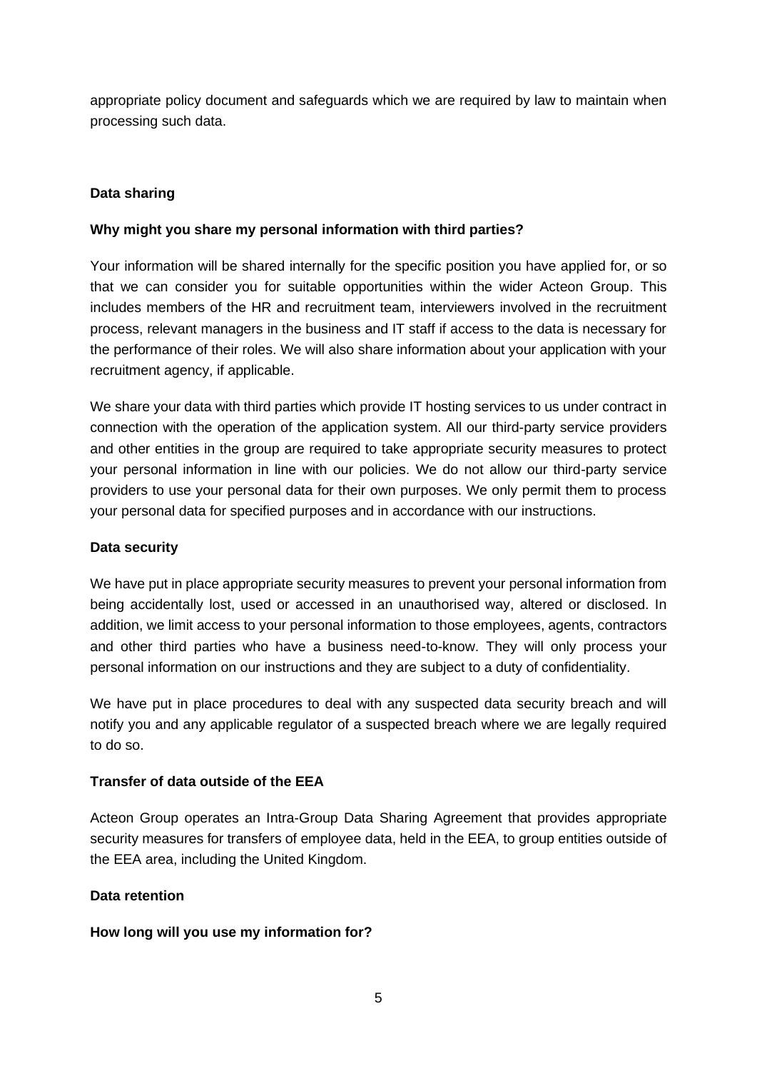appropriate policy document and safeguards which we are required by law to maintain when processing such data.

**Data sharing**

**Why might you share my personal information with third parties?**

Your information will be shared internally for the specific position you have applied for, or so that we can consider you for suitable opportunities within the wider Acteon Group. This includes members of the HR and recruitment team, interviewers involved in the recruitment process, relevant managers in the business and IT staff if access to the data is necessary for the performance of their roles. We will also share information about your application with your recruitment agency, if applicable.

We share your data with third parties which provide IT hosting services to us under contract in connection with the operation of the application system. All our third-party service providers and other entities in the group are required to take appropriate security measures to protect your personal information in line with our policies. We do not allow our third-party service providers to use your personal data for their own purposes. We only permit them to process your personal data for specified purposes and in accordance with our instructions.

**Data security**

We have put in place appropriate security measures to prevent your personal information from being accidentally lost, used or accessed in an unauthorised way, altered or disclosed. In addition, we limit access to your personal information to those employees, agents, contractors and other third parties who have a business need-to-know. They will only process your personal information on our instructions and they are subject to a duty of confidentiality.

We have put in place procedures to deal with any suspected data security breach and will notify you and any applicable regulator of a suspected breach where we are legally required to do so.

**Transfer of data outside of the EEA**

Acteon Group operates an Intra-Group Data Sharing Agreement that provides appropriate security measures for transfers of employee data, held in the EEA, to group entities outside of the EEA area, including the United Kingdom.

**Data retention**

**How long will you use my information for?**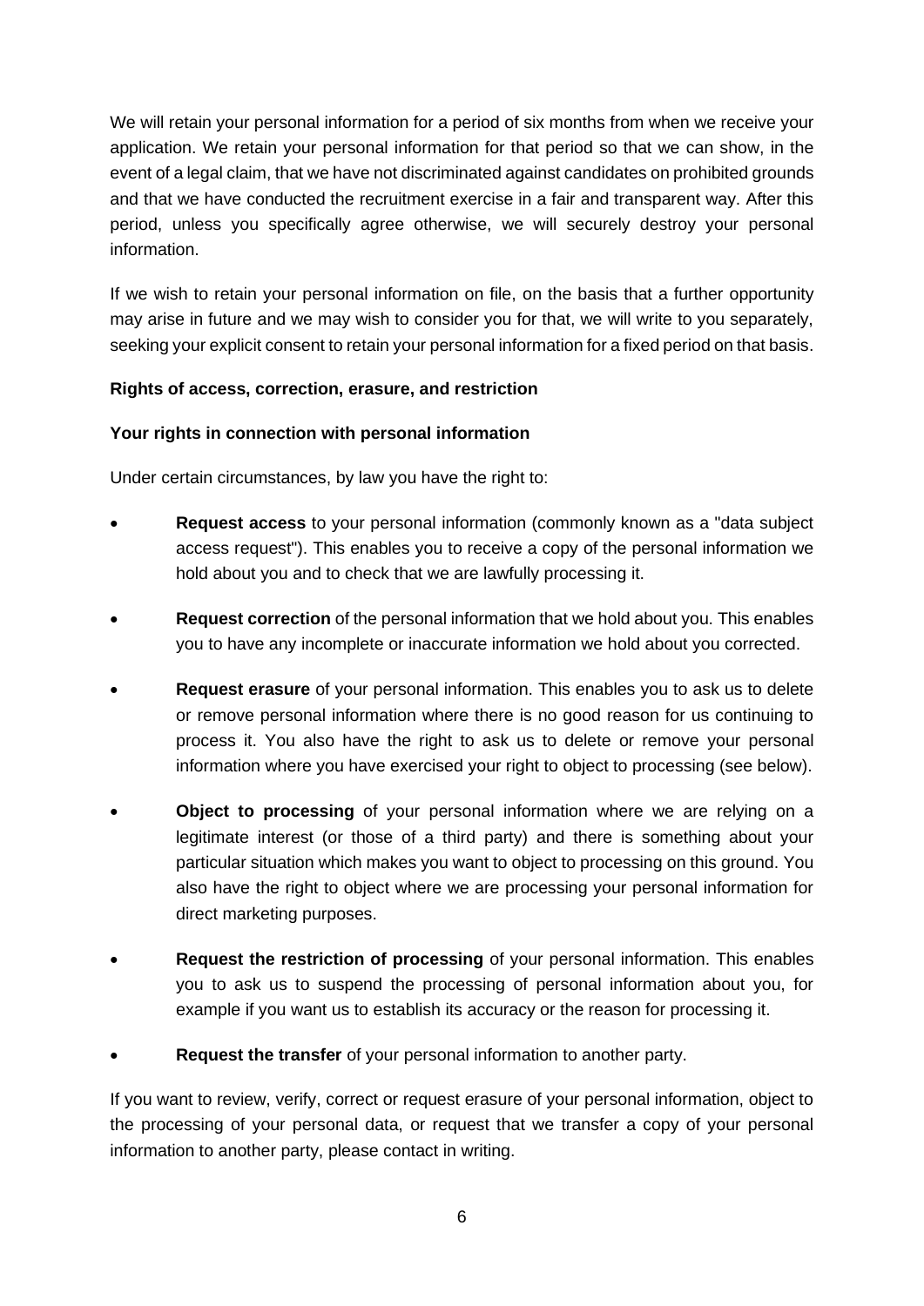We will retain your personal information for a period of six months from when we receive your application. We retain your personal information for that period so that we can show, in the event of a legal claim, that we have not discriminated against candidates on prohibited grounds and that we have conducted the recruitment exercise in a fair and transparent way. After this period, unless you specifically agree otherwise, we will securely destroy your personal information.

If we wish to retain your personal information on file, on the basis that a further opportunity may arise in future and we may wish to consider you for that, we will write to you separately, seeking your explicit consent to retain your personal information for a fixed period on that basis.

**Rights of access, correction, erasure, and restriction**

**Your rights in connection with personal information**

Under certain circumstances, by law you have the right to:

- **Request access** to your personal information (commonly known as a "data subject access request"). This enables you to receive a copy of the personal information we hold about you and to check that we are lawfully processing it.
- **Request correction** of the personal information that we hold about you. This enables you to have any incomplete or inaccurate information we hold about you corrected.
- **Request erasure** of your personal information. This enables you to ask us to delete or remove personal information where there is no good reason for us continuing to process it. You also have the right to ask us to delete or remove your personal information where you have exercised your right to object to processing (see below).
- **Object to processing** of your personal information where we are relying on a legitimate interest (or those of a third party) and there is something about your particular situation which makes you want to object to processing on this ground. You also have the right to object where we are processing your personal information for direct marketing purposes.
- **Request the restriction of processing** of your personal information. This enables you to ask us to suspend the processing of personal information about you, for example if you want us to establish its accuracy or the reason for processing it.
- **Request the transfer** of your personal information to another party.

If you want to review, verify, correct or request erasure of your personal information, object to the processing of your personal data, or request that we transfer a copy of your personal information to another party, please contact in writing.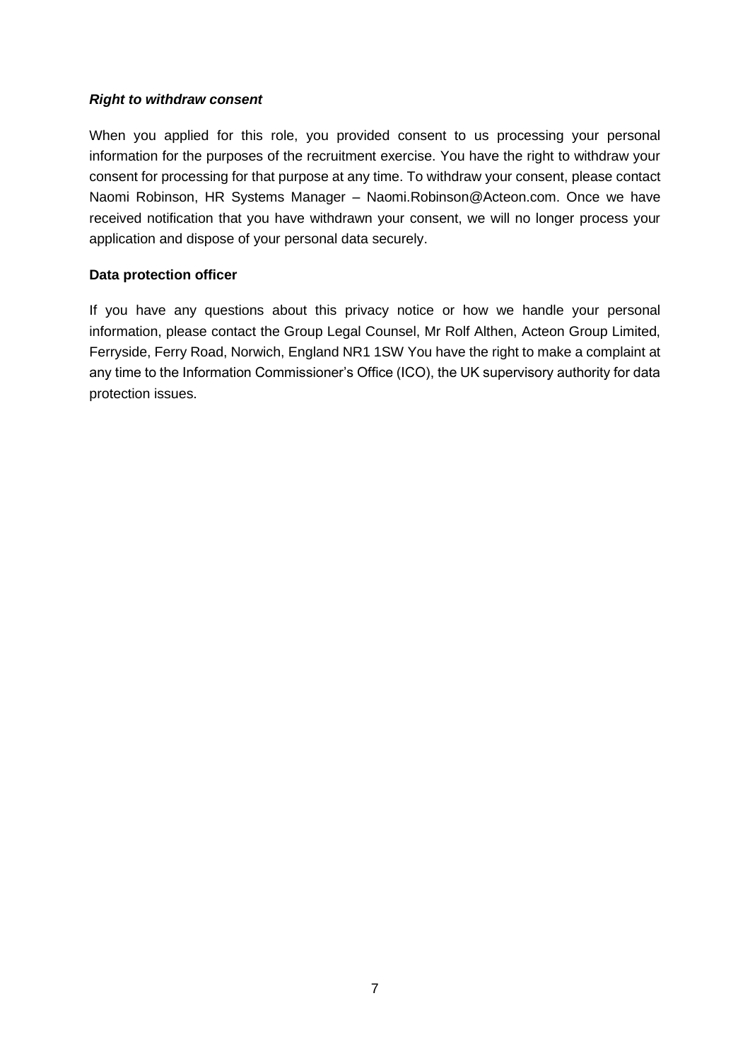***Right to withdraw consent***

When you applied for this role, you provided consent to us processing your personal information for the purposes of the recruitment exercise. You have the right to withdraw your consent for processing for that purpose at any time. To withdraw your consent, please contact Naomi Robinson, HR Systems Manager – Naomi.Robinson@Acteon.com. Once we have received notification that you have withdrawn your consent, we will no longer process your application and dispose of your personal data securely.

**Data protection officer**

If you have any questions about this privacy notice or how we handle your personal information, please contact the Group Legal Counsel, Mr Rolf Althen, Acteon Group Limited, Ferryside, Ferry Road, Norwich, England NR1 1SW You have the right to make a complaint at any time to the Information Commissioner's Office (ICO), the UK supervisory authority for data protection issues.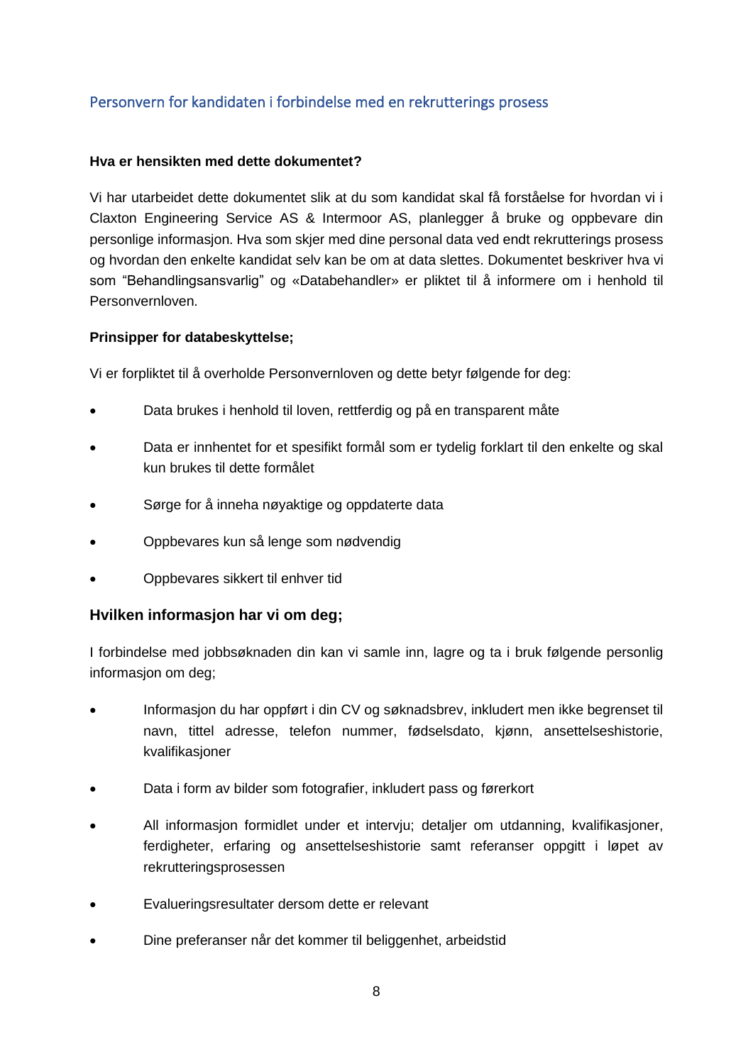## Personvern for kandidaten i forbindelse med en rekrutterings prosess

**Hva er hensikten med dette dokumentet?**

Vi har utarbeidet dette dokumentet slik at du som kandidat skal få forståelse for hvordan vi i Claxton Engineering Service AS & Intermoor AS, planlegger å bruke og oppbevare din personlige informasjon. Hva som skjer med dine personal data ved endt rekrutterings prosess og hvordan den enkelte kandidat selv kan be om at data slettes. Dokumentet beskriver hva vi som "Behandlingsansvarlig" og «Databehandler» er pliktet til å informere om i henhold til Personvernloven.

**Prinsipper for databeskyttelse;**

Vi er forpliktet til å overholde Personvernloven og dette betyr følgende for deg:

- Data brukes i henhold til loven, rettferdig og på en transparent måte
- Data er innhentet for et spesifikt formål som er tydelig forklart til den enkelte og skal kun brukes til dette formålet
- Sørge for å inneha nøyaktige og oppdaterte data
- Oppbevares kun så lenge som nødvendig
- Oppbevares sikkert til enhver tid

### Hvilken informasjon har vi om deg;

I forbindelse med jobbsøknaden din kan vi samle inn, lagre og ta i bruk følgende personlig informasjon om deg;

- Informasjon du har oppført i din CV og søknadsbrev, inkludert men ikke begrenset til navn, tittel adresse, telefon nummer, fødselsdato, kjønn, ansettelseshistorie, kvalifikasjoner
- Data i form av bilder som fotografier, inkludert pass og førerkort
- All informasjon formidlet under et intervju; detaljer om utdanning, kvalifikasjoner, ferdigheter, erfaring og ansettelseshistorie samt referanser oppgitt i løpet av rekrutteringsprosessen
- Evalueringsresultater dersom dette er relevant
- Dine preferanser når det kommer til beliggenhet, arbeidstid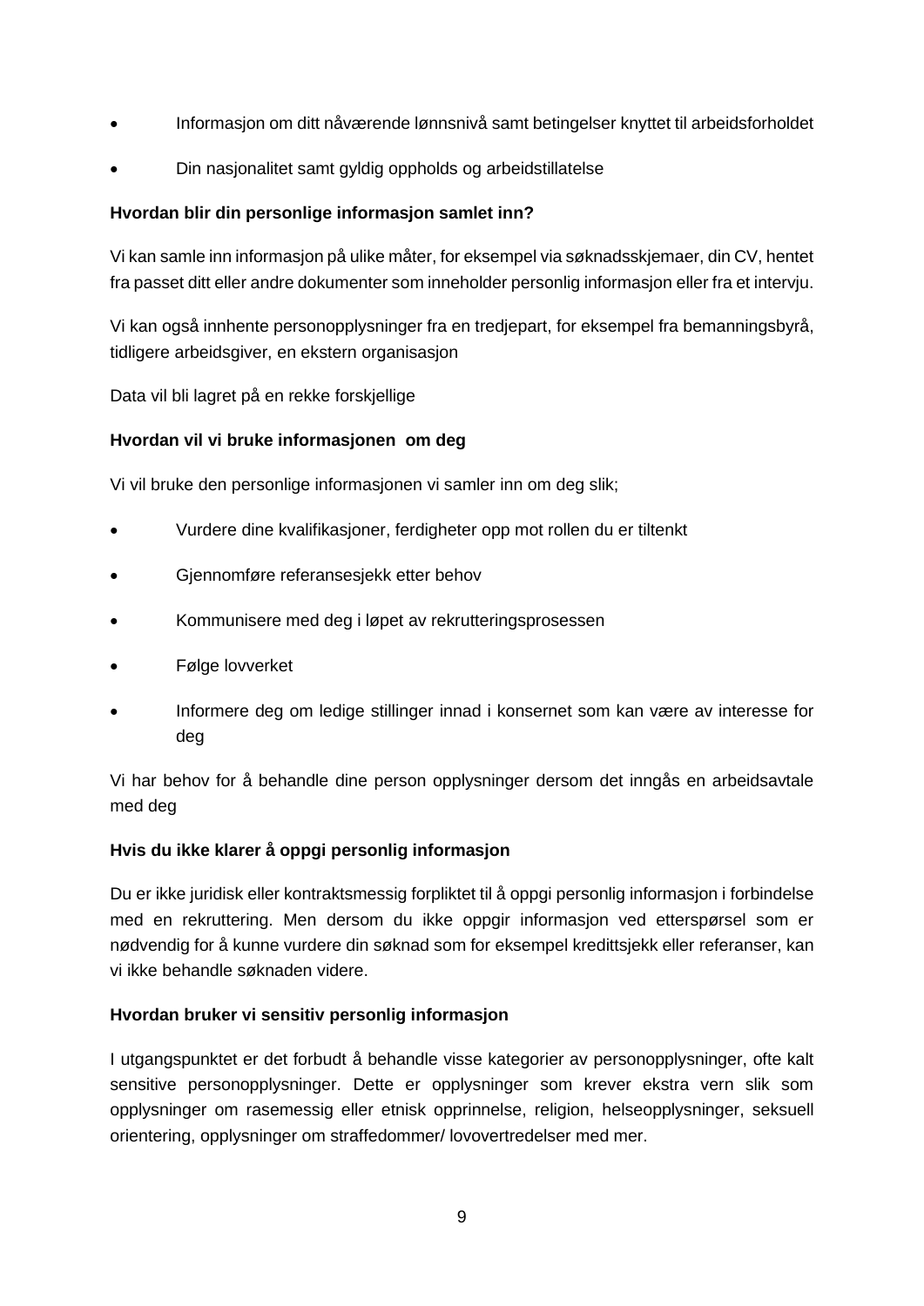- Informasjon om ditt nåværende lønnsnivå samt betingelser knyttet til arbeidsforholdet
- Din nasjonalitet samt gyldig oppholds og arbeidstillatelse

**Hvordan blir din personlige informasjon samlet inn?**

Vi kan samle inn informasjon på ulike måter, for eksempel via søknadsskjemaer, din CV, hentet fra passet ditt eller andre dokumenter som inneholder personlig informasjon eller fra et intervju.

Vi kan også innhente personopplysninger fra en tredjepart, for eksempel fra bemanningsbyrå, tidligere arbeidsgiver, en ekstern organisasjon

Data vil bli lagret på en rekke forskjellige

**Hvordan vil vi bruke informasjonen om deg**

Vi vil bruke den personlige informasjonen vi samler inn om deg slik;

- Vurdere dine kvalifikasjoner, ferdigheter opp mot rollen du er tiltenkt
- Gjennomføre referansesjekk etter behov
- Kommunisere med deg i løpet av rekrutteringsprosessen
- Følge lovverket
- Informere deg om ledige stillinger innad i konsernet som kan være av interesse for deg

Vi har behov for å behandle dine person opplysninger dersom det inngås en arbeidsavtale med deg

**Hvis du ikke klarer å oppgi personlig informasjon**

Du er ikke juridisk eller kontraktsmessig forpliktet til å oppgi personlig informasjon i forbindelse med en rekruttering. Men dersom du ikke oppgir informasjon ved etterspørsel som er nødvendig for å kunne vurdere din søknad som for eksempel kredittsjekk eller referanser, kan vi ikke behandle søknaden videre.

**Hvordan bruker vi sensitiv personlig informasjon**

I utgangspunktet er det forbudt å behandle visse kategorier av personopplysninger, ofte kalt sensitive personopplysninger. Dette er opplysninger som krever ekstra vern slik som opplysninger om rasemessig eller etnisk opprinnelse, religion, helseopplysninger, seksuell orientering, opplysninger om straffedommer/ lovovertredelser med mer.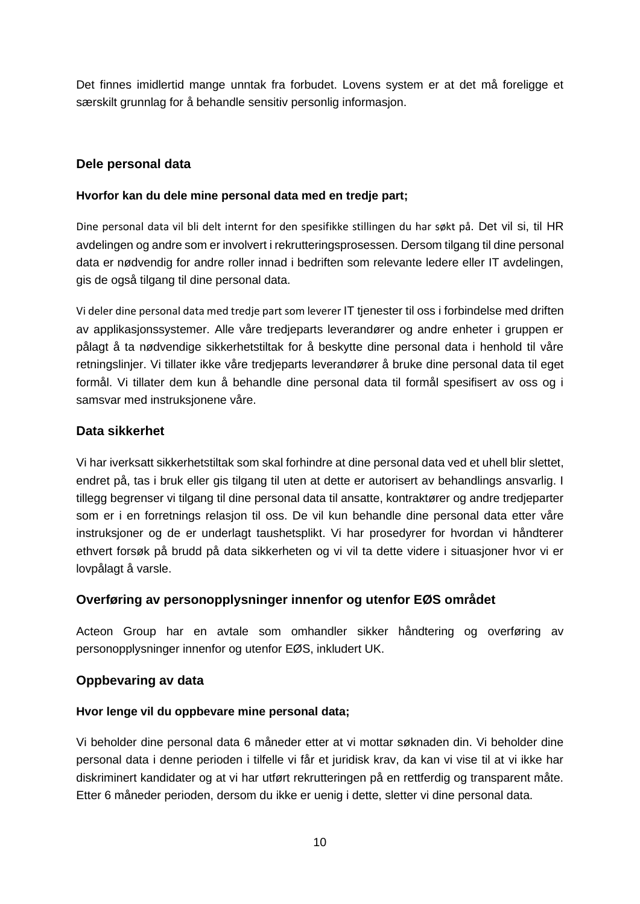Det finnes imidlertid mange unntak fra forbudet. Lovens system er at det må foreligge et særskilt grunnlag for å behandle sensitiv personlig informasjon.

## Dele personal data

**Hvorfor kan du dele mine personal data med en tredje part;**

Dine personal data vil bli delt internt for den spesifikke stillingen du har søkt på. Det vil si, til HR avdelingen og andre som er involvert i rekrutteringsprosessen. Dersom tilgang til dine personal data er nødvendig for andre roller innad i bedriften som relevante ledere eller IT avdelingen, gis de også tilgang til dine personal data.

Vi deler dine personal data med tredje part som leverer IT tjenester til oss i forbindelse med driften av applikasjonssystemer. Alle våre tredjeparts leverandører og andre enheter i gruppen er pålagt å ta nødvendige sikkerhetstiltak for å beskytte dine personal data i henhold til våre retningslinjer. Vi tillater ikke våre tredjeparts leverandører å bruke dine personal data til eget formål. Vi tillater dem kun å behandle dine personal data til formål spesifisert av oss og i samsvar med instruksjonene våre.

## Data sikkerhet

Vi har iverksatt sikkerhetstiltak som skal forhindre at dine personal data ved et uhell blir slettet, endret på, tas i bruk eller gis tilgang til uten at dette er autorisert av behandlings ansvarlig. I tillegg begrenser vi tilgang til dine personal data til ansatte, kontraktører og andre tredjeparter som er i en forretnings relasjon til oss. De vil kun behandle dine personal data etter våre instruksjoner og de er underlagt taushetsplikt. Vi har prosedyrer for hvordan vi håndterer ethvert forsøk på brudd på data sikkerheten og vi vil ta dette videre i situasjoner hvor vi er lovpålagt å varsle.

## Overføring av personopplysninger innenfor og utenfor EØS området

Acteon Group har en avtale som omhandler sikker håndtering og overføring av personopplysninger innenfor og utenfor EØS, inkludert UK.

## Oppbevaring av data

**Hvor lenge vil du oppbevare mine personal data;**

Vi beholder dine personal data 6 måneder etter at vi mottar søknaden din. Vi beholder dine personal data i denne perioden i tilfelle vi får et juridisk krav, da kan vi vise til at vi ikke har diskriminert kandidater og at vi har utført rekrutteringen på en rettferdig og transparent måte. Etter 6 måneder perioden, dersom du ikke er uenig i dette, sletter vi dine personal data.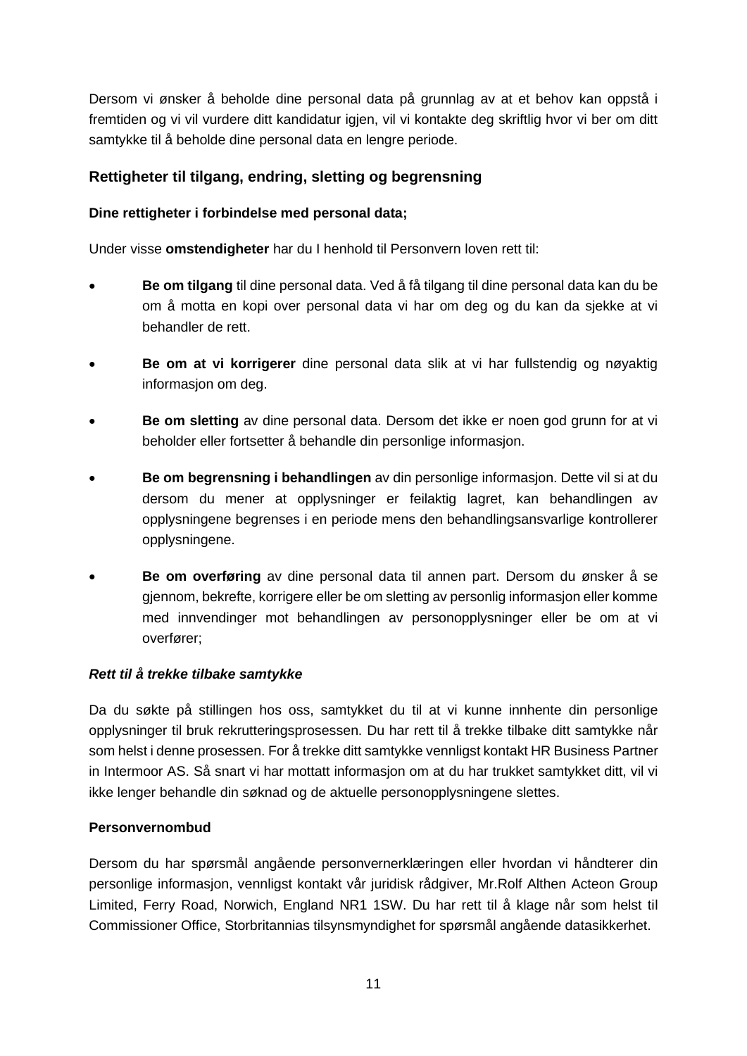Dersom vi ønsker å beholde dine personal data på grunnlag av at et behov kan oppstå i fremtiden og vi vil vurdere ditt kandidatur igjen, vil vi kontakte deg skriftlig hvor vi ber om ditt samtykke til å beholde dine personal data en lengre periode.

## Rettigheter til tilgang, endring, sletting og begrensning

**Dine rettigheter i forbindelse med personal data;**

Under visse **omstendigheter** har du I henhold til Personvern loven rett til:

- **Be om tilgang** til dine personal data. Ved å få tilgang til dine personal data kan du be om å motta en kopi over personal data vi har om deg og du kan da sjekke at vi behandler de rett.
- **Be om at vi korrigerer** dine personal data slik at vi har fullstendig og nøyaktig informasjon om deg.
- **Be om sletting** av dine personal data. Dersom det ikke er noen god grunn for at vi beholder eller fortsetter å behandle din personlige informasjon.
- **Be om begrensning i behandlingen** av din personlige informasjon. Dette vil si at du dersom du mener at opplysninger er feilaktig lagret, kan behandlingen av opplysningene begrenses i en periode mens den behandlingsansvarlige kontrollerer opplysningene.
- **Be om overføring** av dine personal data til annen part. Dersom du ønsker å se gjennom, bekrefte, korrigere eller be om sletting av personlig informasjon eller komme med innvendinger mot behandlingen av personopplysninger eller be om at vi overfører;

***Rett til å trekke tilbake samtykke***

Da du søkte på stillingen hos oss, samtykket du til at vi kunne innhente din personlige opplysninger til bruk rekrutteringsprosessen. Du har rett til å trekke tilbake ditt samtykke når som helst i denne prosessen. For å trekke ditt samtykke vennligst kontakt HR Business Partner in Intermoor AS. Så snart vi har mottatt informasjon om at du har trukket samtykket ditt, vil vi ikke lenger behandle din søknad og de aktuelle personopplysningene slettes.

**Personvernombud**

Dersom du har spørsmål angående personvernerklæringen eller hvordan vi håndterer din personlige informasjon, vennligst kontakt vår juridisk rådgiver, Mr.Rolf Althen Acteon Group Limited, Ferry Road, Norwich, England NR1 1SW. Du har rett til å klage når som helst til Commissioner Office, Storbritannias tilsynsmyndighet for spørsmål angående datasikkerhet.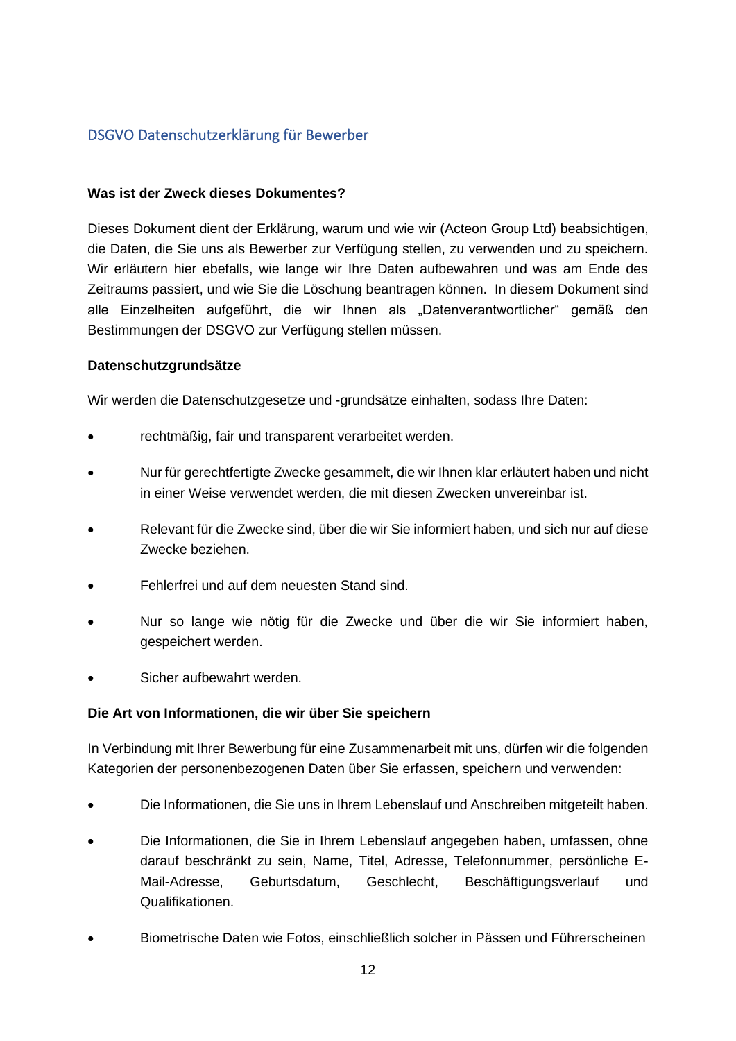## DSGVO Datenschutzerklärung für Bewerber

**Was ist der Zweck dieses Dokumentes?**

Dieses Dokument dient der Erklärung, warum und wie wir (Acteon Group Ltd) beabsichtigen, die Daten, die Sie uns als Bewerber zur Verfügung stellen, zu verwenden und zu speichern. Wir erläutern hier ebefalls, wie lange wir Ihre Daten aufbewahren und was am Ende des Zeitraums passiert, und wie Sie die Löschung beantragen können. In diesem Dokument sind alle Einzelheiten aufgeführt, die wir Ihnen als „Datenverantwortlicher" gemäß den Bestimmungen der DSGVO zur Verfügung stellen müssen.

**Datenschutzgrundsätze**

Wir werden die Datenschutzgesetze und -grundsätze einhalten, sodass Ihre Daten:

- rechtmäßig, fair und transparent verarbeitet werden.
- Nur für gerechtfertigte Zwecke gesammelt, die wir Ihnen klar erläutert haben und nicht in einer Weise verwendet werden, die mit diesen Zwecken unvereinbar ist.
- Relevant für die Zwecke sind, über die wir Sie informiert haben, und sich nur auf diese Zwecke beziehen.
- Fehlerfrei und auf dem neuesten Stand sind.
- Nur so lange wie nötig für die Zwecke und über die wir Sie informiert haben, gespeichert werden.
- Sicher aufbewahrt werden.

**Die Art von Informationen, die wir über Sie speichern**

In Verbindung mit Ihrer Bewerbung für eine Zusammenarbeit mit uns, dürfen wir die folgenden Kategorien der personenbezogenen Daten über Sie erfassen, speichern und verwenden:

- Die Informationen, die Sie uns in Ihrem Lebenslauf und Anschreiben mitgeteilt haben.
- Die Informationen, die Sie in Ihrem Lebenslauf angegeben haben, umfassen, ohne darauf beschränkt zu sein, Name, Titel, Adresse, Telefonnummer, persönliche E-Mail-Adresse, Geburtsdatum, Geschlecht, Beschäftigungsverlauf und Qualifikationen.
- Biometrische Daten wie Fotos, einschließlich solcher in Pässen und Führerscheinen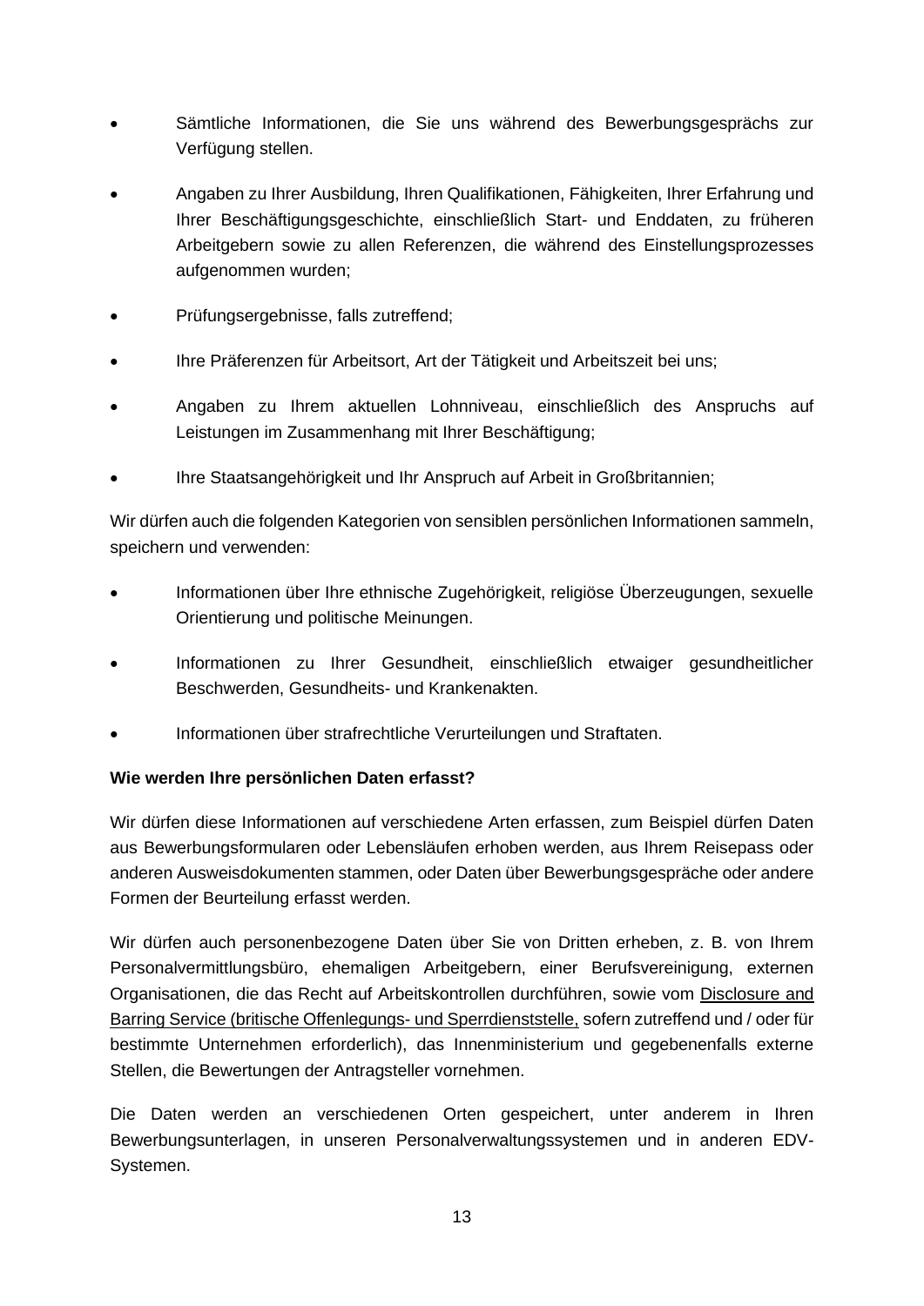- Sämtliche Informationen, die Sie uns während des Bewerbungsgesprächs zur Verfügung stellen.
- Angaben zu Ihrer Ausbildung, Ihren Qualifikationen, Fähigkeiten, Ihrer Erfahrung und Ihrer Beschäftigungsgeschichte, einschließlich Start- und Enddaten, zu früheren Arbeitgebern sowie zu allen Referenzen, die während des Einstellungsprozesses aufgenommen wurden;
- Prüfungsergebnisse, falls zutreffend;
- Ihre Präferenzen für Arbeitsort, Art der Tätigkeit und Arbeitszeit bei uns;
- Angaben zu Ihrem aktuellen Lohnniveau, einschließlich des Anspruchs auf Leistungen im Zusammenhang mit Ihrer Beschäftigung;
- Ihre Staatsangehörigkeit und Ihr Anspruch auf Arbeit in Großbritannien;

Wir dürfen auch die folgenden Kategorien von sensiblen persönlichen Informationen sammeln, speichern und verwenden:

- Informationen über Ihre ethnische Zugehörigkeit, religiöse Überzeugungen, sexuelle Orientierung und politische Meinungen.
- Informationen zu Ihrer Gesundheit, einschließlich etwaiger gesundheitlicher Beschwerden, Gesundheits- und Krankenakten.
- Informationen über strafrechtliche Verurteilungen und Straftaten.

**Wie werden Ihre persönlichen Daten erfasst?**

Wir dürfen diese Informationen auf verschiedene Arten erfassen, zum Beispiel dürfen Daten aus Bewerbungsformularen oder Lebensläufen erhoben werden, aus Ihrem Reisepass oder anderen Ausweisdokumenten stammen, oder Daten über Bewerbungsgespräche oder andere Formen der Beurteilung erfasst werden.

Wir dürfen auch personenbezogene Daten über Sie von Dritten erheben, z. B. von Ihrem Personalvermittlungsbüro, ehemaligen Arbeitgebern, einer Berufsvereinigung, externen Organisationen, die das Recht auf Arbeitskontrollen durchführen, sowie vom Disclosure and Barring Service (britische Offenlegungs- und Sperrdienststelle, sofern zutreffend und / oder für bestimmte Unternehmen erforderlich), das Innenministerium und gegebenenfalls externe Stellen, die Bewertungen der Antragsteller vornehmen.

Die Daten werden an verschiedenen Orten gespeichert, unter anderem in Ihren Bewerbungsunterlagen, in unseren Personalverwaltungssystemen und in anderen EDV-Systemen.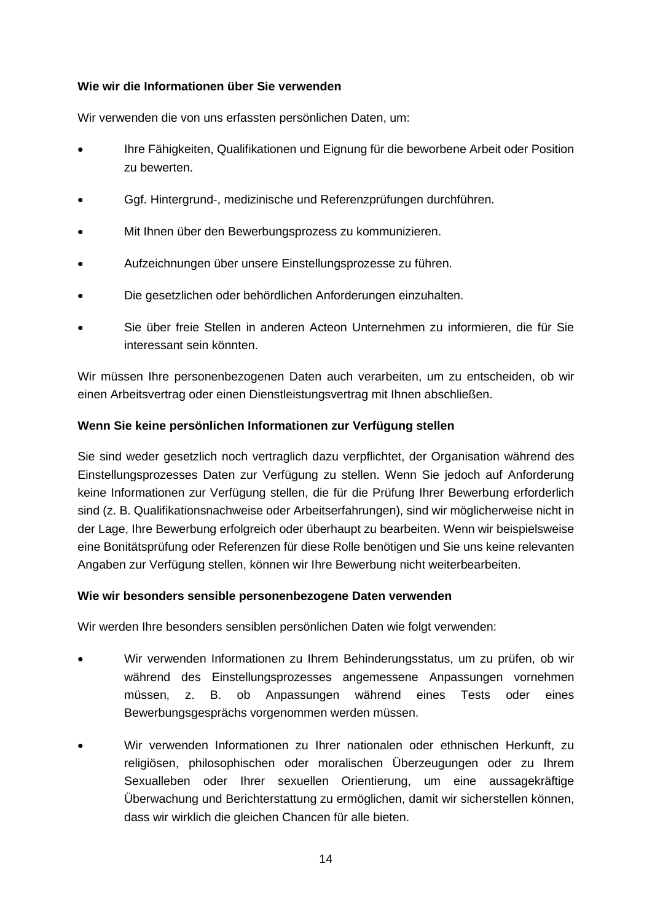**Wie wir die Informationen über Sie verwenden**

Wir verwenden die von uns erfassten persönlichen Daten, um:

- Ihre Fähigkeiten, Qualifikationen und Eignung für die beworbene Arbeit oder Position zu bewerten.
- Ggf. Hintergrund-, medizinische und Referenzprüfungen durchführen.
- Mit Ihnen über den Bewerbungsprozess zu kommunizieren.
- Aufzeichnungen über unsere Einstellungsprozesse zu führen.
- Die gesetzlichen oder behördlichen Anforderungen einzuhalten.
- Sie über freie Stellen in anderen Acteon Unternehmen zu informieren, die für Sie interessant sein könnten.

Wir müssen Ihre personenbezogenen Daten auch verarbeiten, um zu entscheiden, ob wir einen Arbeitsvertrag oder einen Dienstleistungsvertrag mit Ihnen abschließen.

**Wenn Sie keine persönlichen Informationen zur Verfügung stellen**

Sie sind weder gesetzlich noch vertraglich dazu verpflichtet, der Organisation während des Einstellungsprozesses Daten zur Verfügung zu stellen. Wenn Sie jedoch auf Anforderung keine Informationen zur Verfügung stellen, die für die Prüfung Ihrer Bewerbung erforderlich sind (z. B. Qualifikationsnachweise oder Arbeitserfahrungen), sind wir möglicherweise nicht in der Lage, Ihre Bewerbung erfolgreich oder überhaupt zu bearbeiten. Wenn wir beispielsweise eine Bonitätsprüfung oder Referenzen für diese Rolle benötigen und Sie uns keine relevanten Angaben zur Verfügung stellen, können wir Ihre Bewerbung nicht weiterbearbeiten.

**Wie wir besonders sensible personenbezogene Daten verwenden**

Wir werden Ihre besonders sensiblen persönlichen Daten wie folgt verwenden:

- Wir verwenden Informationen zu Ihrem Behinderungsstatus, um zu prüfen, ob wir während des Einstellungsprozesses angemessene Anpassungen vornehmen müssen, z. B. ob Anpassungen während eines Tests oder eines Bewerbungsgesprächs vorgenommen werden müssen.
- Wir verwenden Informationen zu Ihrer nationalen oder ethnischen Herkunft, zu religiösen, philosophischen oder moralischen Überzeugungen oder zu Ihrem Sexualleben oder Ihrer sexuellen Orientierung, um eine aussagekräftige Überwachung und Berichterstattung zu ermöglichen, damit wir sicherstellen können, dass wir wirklich die gleichen Chancen für alle bieten.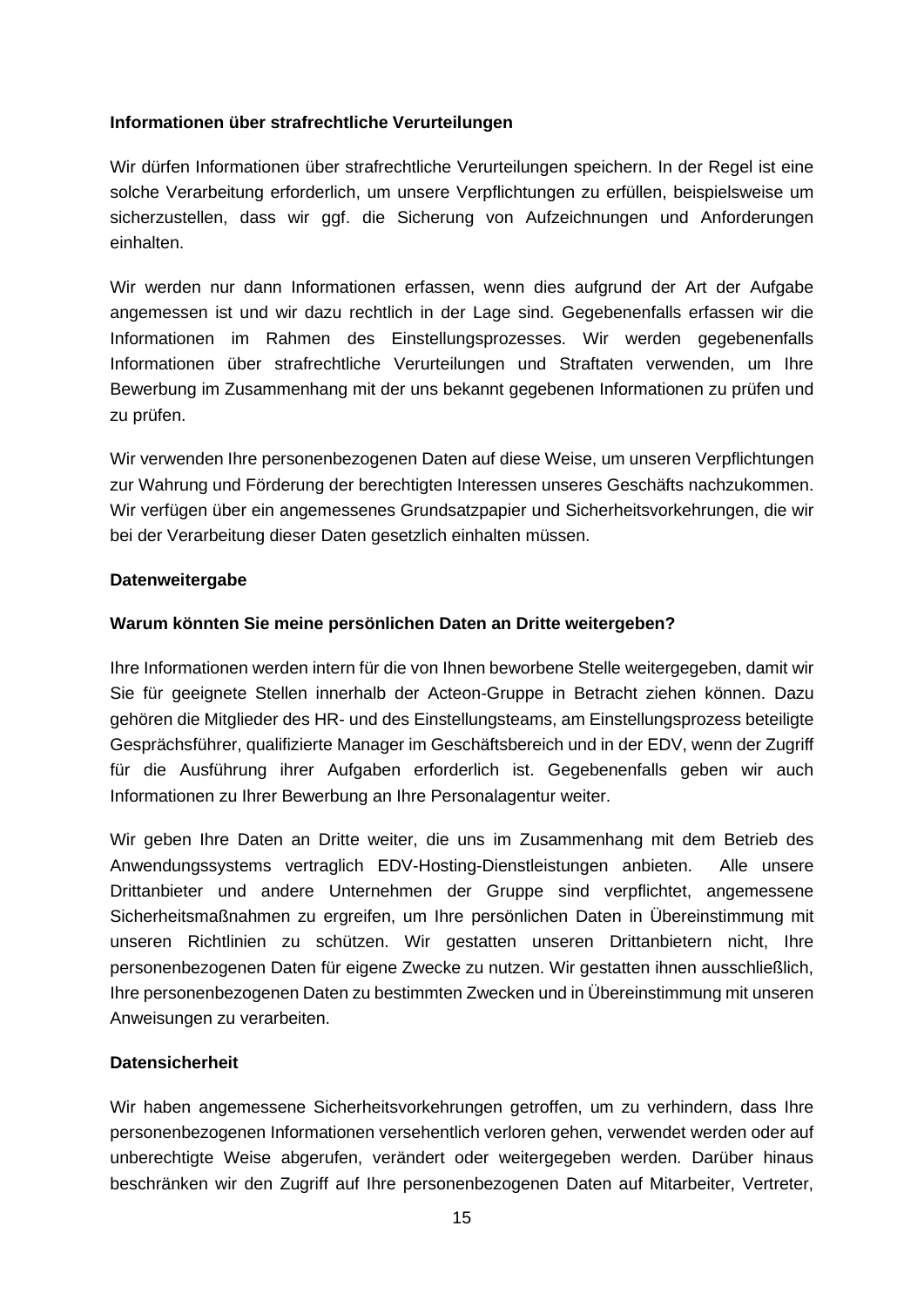**Informationen über strafrechtliche Verurteilungen**

Wir dürfen Informationen über strafrechtliche Verurteilungen speichern. In der Regel ist eine solche Verarbeitung erforderlich, um unsere Verpflichtungen zu erfüllen, beispielsweise um sicherzustellen, dass wir ggf. die Sicherung von Aufzeichnungen und Anforderungen einhalten.

Wir werden nur dann Informationen erfassen, wenn dies aufgrund der Art der Aufgabe angemessen ist und wir dazu rechtlich in der Lage sind. Gegebenenfalls erfassen wir die Informationen im Rahmen des Einstellungsprozesses. Wir werden gegebenenfalls Informationen über strafrechtliche Verurteilungen und Straftaten verwenden, um Ihre Bewerbung im Zusammenhang mit der uns bekannt gegebenen Informationen zu prüfen und zu prüfen.

Wir verwenden Ihre personenbezogenen Daten auf diese Weise, um unseren Verpflichtungen zur Wahrung und Förderung der berechtigten Interessen unseres Geschäfts nachzukommen. Wir verfügen über ein angemessenes Grundsatzpapier und Sicherheitsvorkehrungen, die wir bei der Verarbeitung dieser Daten gesetzlich einhalten müssen.

**Datenweitergabe**

**Warum könnten Sie meine persönlichen Daten an Dritte weitergeben?**

Ihre Informationen werden intern für die von Ihnen beworbene Stelle weitergegeben, damit wir Sie für geeignete Stellen innerhalb der Acteon-Gruppe in Betracht ziehen können. Dazu gehören die Mitglieder des HR- und des Einstellungsteams, am Einstellungsprozess beteiligte Gesprächsführer, qualifizierte Manager im Geschäftsbereich und in der EDV, wenn der Zugriff für die Ausführung ihrer Aufgaben erforderlich ist. Gegebenenfalls geben wir auch Informationen zu Ihrer Bewerbung an Ihre Personalagentur weiter.

Wir geben Ihre Daten an Dritte weiter, die uns im Zusammenhang mit dem Betrieb des Anwendungssystems vertraglich EDV-Hosting-Dienstleistungen anbieten. Alle unsere Drittanbieter und andere Unternehmen der Gruppe sind verpflichtet, angemessene Sicherheitsmaßnahmen zu ergreifen, um Ihre persönlichen Daten in Übereinstimmung mit unseren Richtlinien zu schützen. Wir gestatten unseren Drittanbietern nicht, Ihre personenbezogenen Daten für eigene Zwecke zu nutzen. Wir gestatten ihnen ausschließlich, Ihre personenbezogenen Daten zu bestimmten Zwecken und in Übereinstimmung mit unseren Anweisungen zu verarbeiten.

**Datensicherheit**

Wir haben angemessene Sicherheitsvorkehrungen getroffen, um zu verhindern, dass Ihre personenbezogenen Informationen versehentlich verloren gehen, verwendet werden oder auf unberechtigte Weise abgerufen, verändert oder weitergegeben werden. Darüber hinaus beschränken wir den Zugriff auf Ihre personenbezogenen Daten auf Mitarbeiter, Vertreter,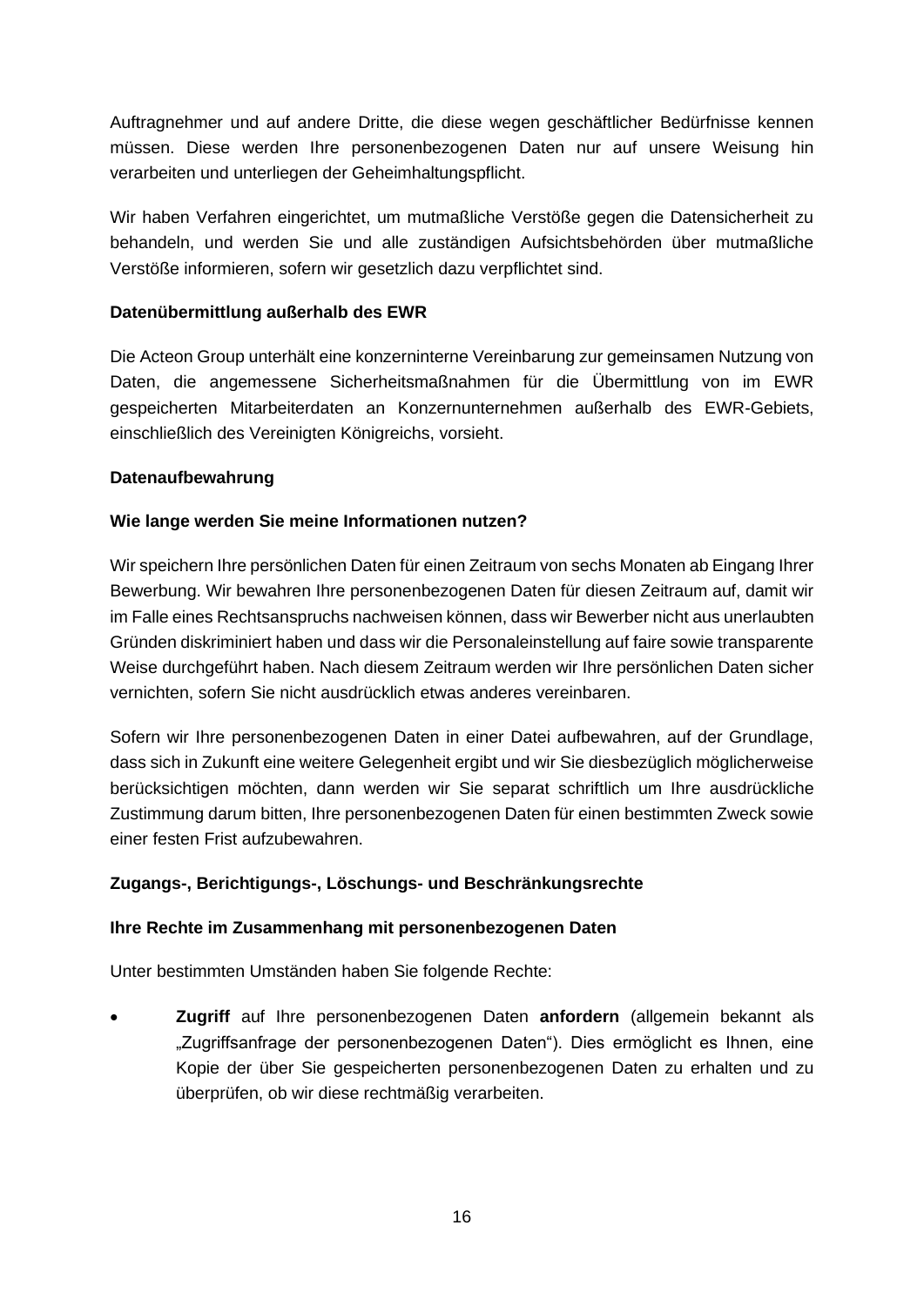Auftragnehmer und auf andere Dritte, die diese wegen geschäftlicher Bedürfnisse kennen müssen. Diese werden Ihre personenbezogenen Daten nur auf unsere Weisung hin verarbeiten und unterliegen der Geheimhaltungspflicht.

Wir haben Verfahren eingerichtet, um mutmaßliche Verstöße gegen die Datensicherheit zu behandeln, und werden Sie und alle zuständigen Aufsichtsbehörden über mutmaßliche Verstöße informieren, sofern wir gesetzlich dazu verpflichtet sind.

**Datenübermittlung außerhalb des EWR**

Die Acteon Group unterhält eine konzerninterne Vereinbarung zur gemeinsamen Nutzung von Daten, die angemessene Sicherheitsmaßnahmen für die Übermittlung von im EWR gespeicherten Mitarbeiterdaten an Konzernunternehmen außerhalb des EWR-Gebiets, einschließlich des Vereinigten Königreichs, vorsieht.

**Datenaufbewahrung**

**Wie lange werden Sie meine Informationen nutzen?**

Wir speichern Ihre persönlichen Daten für einen Zeitraum von sechs Monaten ab Eingang Ihrer Bewerbung. Wir bewahren Ihre personenbezogenen Daten für diesen Zeitraum auf, damit wir im Falle eines Rechtsanspruchs nachweisen können, dass wir Bewerber nicht aus unerlaubten Gründen diskriminiert haben und dass wir die Personaleinstellung auf faire sowie transparente Weise durchgeführt haben. Nach diesem Zeitraum werden wir Ihre persönlichen Daten sicher vernichten, sofern Sie nicht ausdrücklich etwas anderes vereinbaren.

Sofern wir Ihre personenbezogenen Daten in einer Datei aufbewahren, auf der Grundlage, dass sich in Zukunft eine weitere Gelegenheit ergibt und wir Sie diesbezüglich möglicherweise berücksichtigen möchten, dann werden wir Sie separat schriftlich um Ihre ausdrückliche Zustimmung darum bitten, Ihre personenbezogenen Daten für einen bestimmten Zweck sowie einer festen Frist aufzubewahren.

**Zugangs-, Berichtigungs-, Löschungs- und Beschränkungsrechte**

**Ihre Rechte im Zusammenhang mit personenbezogenen Daten**

Unter bestimmten Umständen haben Sie folgende Rechte:

- **Zugriff** auf Ihre personenbezogenen Daten **anfordern** (allgemein bekannt als „Zugriffsanfrage der personenbezogenen Daten"). Dies ermöglicht es Ihnen, eine Kopie der über Sie gespeicherten personenbezogenen Daten zu erhalten und zu überprüfen, ob wir diese rechtmäßig verarbeiten.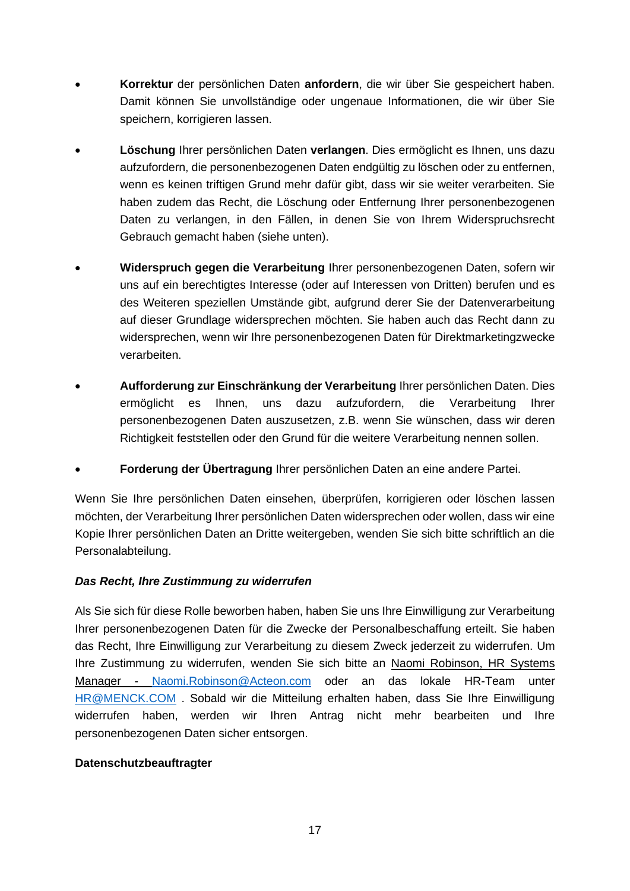- **Korrektur** der persönlichen Daten **anfordern**, die wir über Sie gespeichert haben. Damit können Sie unvollständige oder ungenaue Informationen, die wir über Sie speichern, korrigieren lassen.

- **Löschung** Ihrer persönlichen Daten **verlangen**. Dies ermöglicht es Ihnen, uns dazu aufzufordern, die personenbezogenen Daten endgültig zu löschen oder zu entfernen, wenn es keinen triftigen Grund mehr dafür gibt, dass wir sie weiter verarbeiten. Sie haben zudem das Recht, die Löschung oder Entfernung Ihrer personenbezogenen Daten zu verlangen, in den Fällen, in denen Sie von Ihrem Widerspruchsrecht Gebrauch gemacht haben (siehe unten).

- **Widerspruch gegen die Verarbeitung** Ihrer personenbezogenen Daten, sofern wir uns auf ein berechtigtes Interesse (oder auf Interessen von Dritten) berufen und es des Weiteren speziellen Umstände gibt, aufgrund derer Sie der Datenverarbeitung auf dieser Grundlage widersprechen möchten. Sie haben auch das Recht dann zu widersprechen, wenn wir Ihre personenbezogenen Daten für Direktmarketingzwecke verarbeiten.

- **Aufforderung zur Einschränkung der Verarbeitung** Ihrer persönlichen Daten. Dies ermöglicht es Ihnen, uns dazu aufzufordern, die Verarbeitung Ihrer personenbezogenen Daten auszusetzen, z.B. wenn Sie wünschen, dass wir deren Richtigkeit feststellen oder den Grund für die weitere Verarbeitung nennen sollen.

- **Forderung der Übertragung** Ihrer persönlichen Daten an eine andere Partei.

Wenn Sie Ihre persönlichen Daten einsehen, überprüfen, korrigieren oder löschen lassen möchten, der Verarbeitung Ihrer persönlichen Daten widersprechen oder wollen, dass wir eine Kopie Ihrer persönlichen Daten an Dritte weitergeben, wenden Sie sich bitte schriftlich an die Personalabteilung.

***Das Recht, Ihre Zustimmung zu widerrufen***

Als Sie sich für diese Rolle beworben haben, haben Sie uns Ihre Einwilligung zur Verarbeitung Ihrer personenbezogenen Daten für die Zwecke der Personalbeschaffung erteilt. Sie haben das Recht, Ihre Einwilligung zur Verarbeitung zu diesem Zweck jederzeit zu widerrufen. Um Ihre Zustimmung zu widerrufen, wenden Sie sich bitte an Naomi Robinson, HR Systems Manager - Naomi.Robinson@Acteon.com oder an das lokale HR-Team unter HR@MENCK.COM . Sobald wir die Mitteilung erhalten haben, dass Sie Ihre Einwilligung widerrufen haben, werden wir Ihren Antrag nicht mehr bearbeiten und Ihre personenbezogenen Daten sicher entsorgen.

**Datenschutzbeauftragter**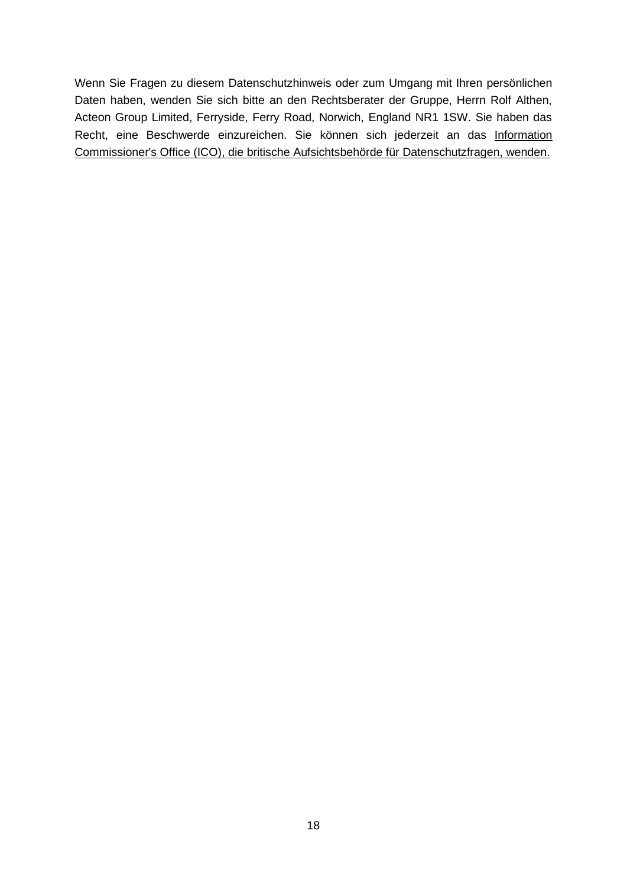Wenn Sie Fragen zu diesem Datenschutzhinweis oder zum Umgang mit Ihren persönlichen Daten haben, wenden Sie sich bitte an den Rechtsberater der Gruppe, Herrn Rolf Althen, Acteon Group Limited, Ferryside, Ferry Road, Norwich, England NR1 1SW. Sie haben das Recht, eine Beschwerde einzureichen. Sie können sich jederzeit an das Information Commissioner's Office (ICO), die britische Aufsichtsbehörde für Datenschutzfragen, wenden.